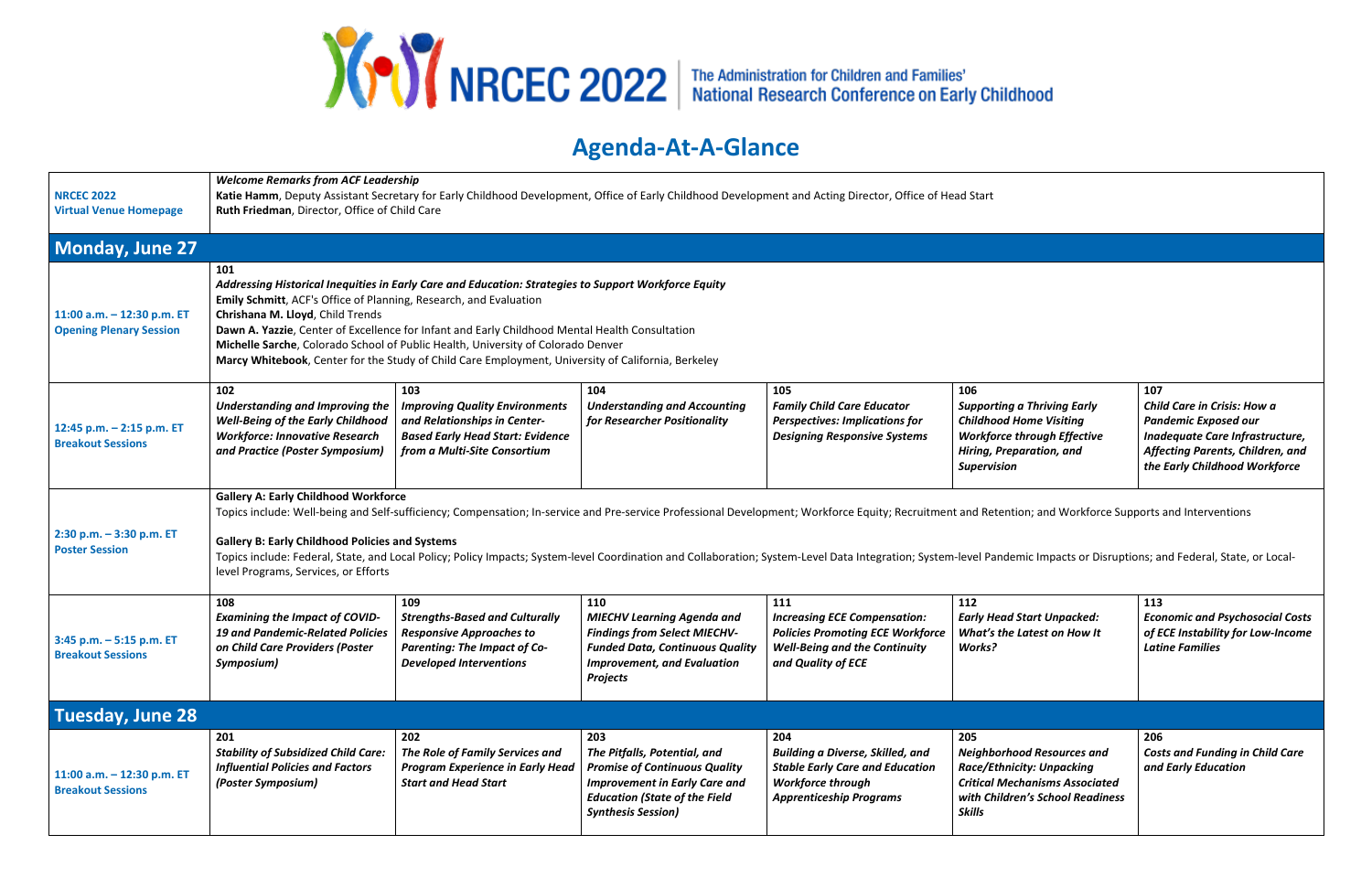NRCEC 2022 | The Administration for Children and Families' National Research Conference on Early Childhood

# Agenda-At-A-Glance

| | | | | | | |
|---|---|---|---|---|---|---|
| **NRCEC 2022 Virtual Venue Homepage** | ***Welcome Remarks from ACF Leadership*** <br> **Katie Hamm**, Deputy Assistant Secretary for Early Childhood Development, Office of Early Childhood Development and Acting Director, Office of Head Start <br> **Ruth Friedman**, Director, Office of Child Care | | | | | |
| **Monday, June 27** | | | | | | |
| **11:00 a.m. – 12:30 p.m. ET Opening Plenary Session** | **101** <br> ***Addressing Historical Inequities in Early Care and Education: Strategies to Support Workforce Equity*** <br> **Emily Schmitt**, ACF's Office of Planning, Research, and Evaluation <br> **Chrishana M. Lloyd**, Child Trends <br> **Dawn A. Yazzie**, Center of Excellence for Infant and Early Childhood Mental Health Consultation <br> **Michelle Sarche**, Colorado School of Public Health, University of Colorado Denver <br> **Marcy Whitebook**, Center for the Study of Child Care Employment, University of California, Berkeley | | | | | |
| **12:45 p.m. – 2:15 p.m. ET Breakout Sessions** | **102** <br> ***Understanding and Improving the Well-Being of the Early Childhood Workforce: Innovative Research and Practice (Poster Symposium)*** | **103** <br> ***Improving Quality Environments and Relationships in Center-Based Early Head Start: Evidence from a Multi-Site Consortium*** | **104** <br> ***Understanding and Accounting for Researcher Positionality*** | **105** <br> ***Family Child Care Educator Perspectives: Implications for Designing Responsive Systems*** | **106** <br> ***Supporting a Thriving Early Childhood Home Visiting Workforce through Effective Hiring, Preparation, and Supervision*** | **107** <br> ***Child Care in Crisis: How a Pandemic Exposed our Inadequate Care Infrastructure, Affecting Parents, Children, and the Early Childhood Workforce*** |
| **2:30 p.m. – 3:30 p.m. ET Poster Session** | **Gallery A: Early Childhood Workforce** <br> Topics include: Well-being and Self-sufficiency; Compensation; In-service and Pre-service Professional Development; Workforce Equity; Recruitment and Retention; and Workforce Supports and Interventions <br><br> **Gallery B: Early Childhood Policies and Systems** <br> Topics include: Federal, State, and Local Policy; Policy Impacts; System-level Coordination and Collaboration; System-Level Data Integration; System-level Pandemic Impacts or Disruptions; and Federal, State, or Local-level Programs, Services, or Efforts | | | | | |
| **3:45 p.m. – 5:15 p.m. ET Breakout Sessions** | **108** <br> ***Examining the Impact of COVID-19 and Pandemic-Related Policies on Child Care Providers (Poster Symposium)*** | **109** <br> ***Strengths-Based and Culturally Responsive Approaches to Parenting: The Impact of Co-Developed Interventions*** | **110** <br> ***MIECHV Learning Agenda and Findings from Select MIECHV-Funded Data, Continuous Quality Improvement, and Evaluation Projects*** | **111** <br> ***Increasing ECE Compensation: Policies Promoting ECE Workforce Well-Being and the Continuity and Quality of ECE*** | **112** <br> ***Early Head Start Unpacked: What's the Latest on How It Works?*** | **113** <br> ***Economic and Psychosocial Costs of ECE Instability for Low-Income Latine Families*** |
| **Tuesday, June 28** | | | | | | |
| **11:00 a.m. – 12:30 p.m. ET Breakout Sessions** | **201** <br> ***Stability of Subsidized Child Care: Influential Policies and Factors (Poster Symposium)*** | **202** <br> ***The Role of Family Services and Program Experience in Early Head Start and Head Start*** | **203** <br> ***The Pitfalls, Potential, and Promise of Continuous Quality Improvement in Early Care and Education (State of the Field Synthesis Session)*** | **204** <br> ***Building a Diverse, Skilled, and Stable Early Care and Education Workforce through Apprenticeship Programs*** | **205** <br> ***Neighborhood Resources and Race/Ethnicity: Unpacking Critical Mechanisms Associated with Children's School Readiness Skills*** | **206** <br> ***Costs and Funding in Child Care and Early Education*** |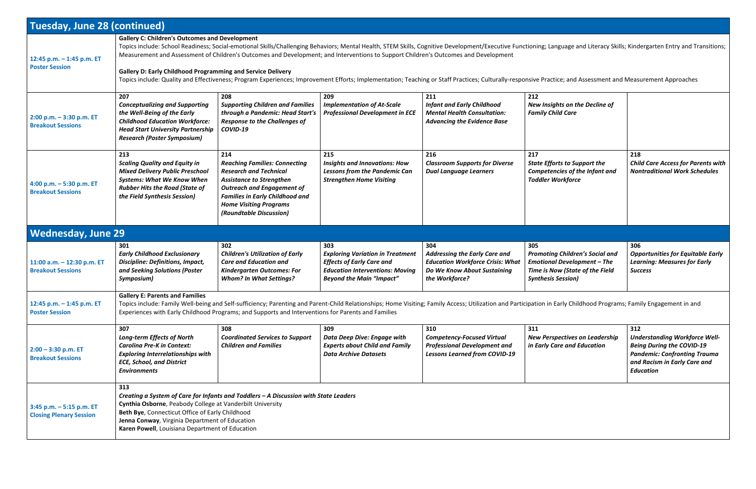## Tuesday, June 28 (continued)

| | | | | | | |
|---|---|---|---|---|---|---|
| **12:45 p.m. – 1:45 p.m. ET**<br>**Poster Session** | **Gallery C: Children's Outcomes and Development**<br>Topics include: School Readiness; Social-emotional Skills/Challenging Behaviors; Mental Health, STEM Skills, Cognitive Development/Executive Functioning; Language and Literacy Skills; Kindergarten Entry and Transitions; Measurement and Assessment of Children's Outcomes and Development; and Interventions to Support Children's Outcomes and Development<br><br>**Gallery D: Early Childhood Programming and Service Delivery**<br>Topics include: Quality and Effectiveness; Program Experiences; Improvement Efforts; Implementation; Teaching or Staff Practices; Culturally-responsive Practice; and Assessment and Measurement Approaches | | | | | |
| **2:00 p.m. – 3:30 p.m. ET**<br>**Breakout Sessions** | **207**<br>***Conceptualizing and Supporting the Well-Being of the Early Childhood Education Workforce: Head Start University Partnership Research (Poster Symposium)*** | **208**<br>***Supporting Children and Families through a Pandemic: Head Start's Response to the Challenges of COVID-19*** | **209**<br>***Implementation of At-Scale Professional Development in ECE*** | **211**<br>***Infant and Early Childhood Mental Health Consultation: Advancing the Evidence Base*** | **212**<br>***New Insights on the Decline of Family Child Care*** | |
| **4:00 p.m. – 5:30 p.m. ET**<br>**Breakout Sessions** | **213**<br>***Scaling Quality and Equity in Mixed Delivery Public Preschool Systems: What We Know When Rubber Hits the Road (State of the Field Synthesis Session)*** | **214**<br>***Reaching Families: Connecting Research and Technical Assistance to Strengthen Outreach and Engagement of Families in Early Childhood and Home Visiting Programs (Roundtable Discussion)*** | **215**<br>***Insights and Innovations: How Lessons from the Pandemic Can Strengthen Home Visiting*** | **216**<br>***Classroom Supports for Diverse Dual Language Learners*** | **217**<br>***State Efforts to Support the Competencies of the Infant and Toddler Workforce*** | **218**<br>***Child Care Access for Parents with Nontraditional Work Schedules*** |

## Wednesday, June 29

| | | | | | | |
|---|---|---|---|---|---|---|
| **11:00 a.m. – 12:30 p.m. ET**<br>**Breakout Sessions** | **301**<br>***Early Childhood Exclusionary Discipline: Definitions, Impact, and Seeking Solutions (Poster Symposium)*** | **302**<br>***Children's Utilization of Early Care and Education and Kindergarten Outcomes: For Whom? In What Settings?*** | **303**<br>***Exploring Variation in Treatment Effects of Early Care and Education Interventions: Moving Beyond the Main "Impact"*** | **304**<br>***Addressing the Early Care and Education Workforce Crisis: What Do We Know About Sustaining the Workforce?*** | **305**<br>***Promoting Children's Social and Emotional Development – The Time is Now (State of the Field Synthesis Session)*** | **306**<br>***Opportunities for Equitable Early Learning: Measures for Early Success*** |
| **12:45 p.m. – 1:45 p.m. ET**<br>**Poster Session** | **Gallery E: Parents and Families**<br>Topics include: Family Well-being and Self-sufficiency; Parenting and Parent-Child Relationships; Home Visiting; Family Access; Utilization and Participation in Early Childhood Programs; Family Engagement in and Experiences with Early Childhood Programs; and Supports and Interventions for Parents and Families | | | | | |
| **2:00 – 3:30 p.m. ET**<br>**Breakout Sessions** | **307**<br>***Long-term Effects of North Carolina Pre-K in Context: Exploring Interrelationships with ECE, School, and District Environments*** | **308**<br>***Coordinated Services to Support Children and Families*** | **309**<br>***Data Deep Dive: Engage with Experts about Child and Family Data Archive Datasets*** | **310**<br>***Competency-Focused Virtual Professional Development and Lessons Learned from COVID-19*** | **311**<br>***New Perspectives on Leadership in Early Care and Education*** | **312**<br>***Understanding Workforce Well-Being During the COVID-19 Pandemic: Confronting Trauma and Racism in Early Care and Education*** |
| **3:45 p.m. – 5:15 p.m. ET**<br>**Closing Plenary Session** | **313**<br>***Creating a System of Care for Infants and Toddlers – A Discussion with State Leaders***<br>**Cynthia Osborne**, Peabody College at Vanderbilt University<br>**Beth Bye**, Connecticut Office of Early Childhood<br>**Jenna Conway**, Virginia Department of Education<br>**Karen Powell**, Louisiana Department of Education | | | | | |